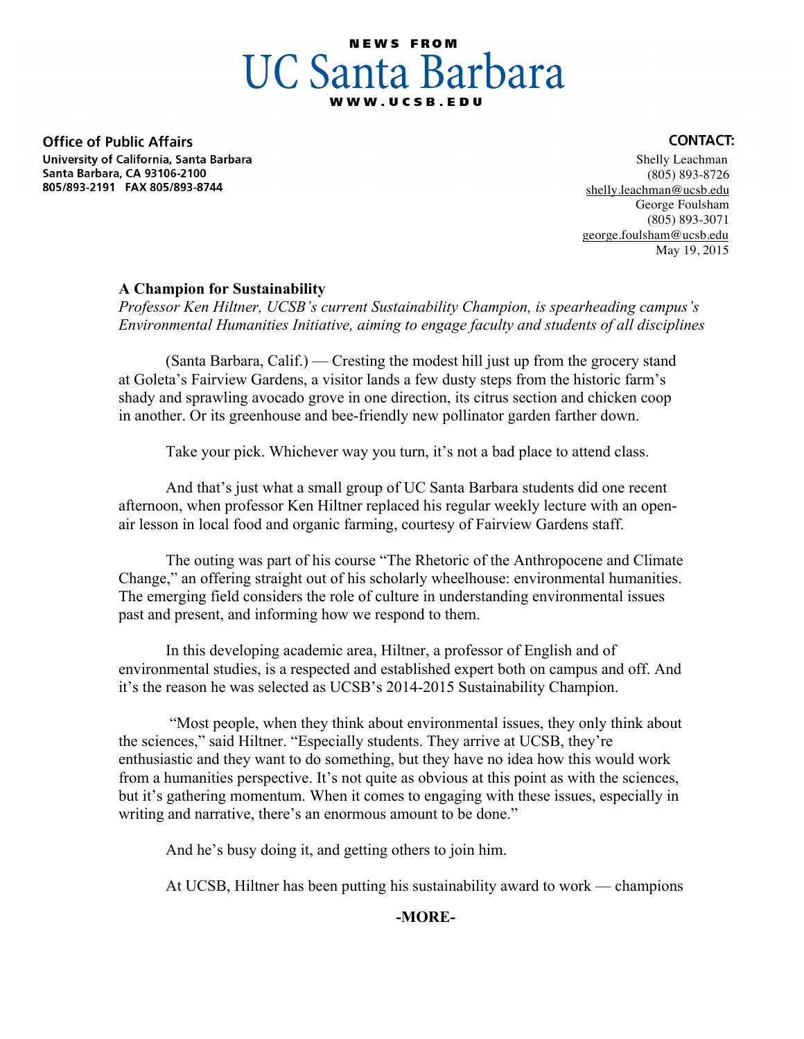NEWS FROM

# UC Santa Barbara

WWW.UCSB.EDU

**Office of Public Affairs**
**University of California, Santa Barbara**
**Santa Barbara, CA 93106-2100**
**805/893-2191 FAX 805/893-8744**

**CONTACT:**
Shelly Leachman
(805) 893-8726
shelly.leachman@ucsb.edu
George Foulsham
(805) 893-3071
george.foulsham@ucsb.edu
May 19, 2015

## A Champion for Sustainability

*Professor Ken Hiltner, UCSB's current Sustainability Champion, is spearheading campus's Environmental Humanities Initiative, aiming to engage faculty and students of all disciplines*

(Santa Barbara, Calif.) — Cresting the modest hill just up from the grocery stand at Goleta's Fairview Gardens, a visitor lands a few dusty steps from the historic farm's shady and sprawling avocado grove in one direction, its citrus section and chicken coop in another. Or its greenhouse and bee-friendly new pollinator garden farther down.

Take your pick. Whichever way you turn, it's not a bad place to attend class.

And that's just what a small group of UC Santa Barbara students did one recent afternoon, when professor Ken Hiltner replaced his regular weekly lecture with an open-air lesson in local food and organic farming, courtesy of Fairview Gardens staff.

The outing was part of his course "The Rhetoric of the Anthropocene and Climate Change," an offering straight out of his scholarly wheelhouse: environmental humanities. The emerging field considers the role of culture in understanding environmental issues past and present, and informing how we respond to them.

In this developing academic area, Hiltner, a professor of English and of environmental studies, is a respected and established expert both on campus and off. And it's the reason he was selected as UCSB's 2014-2015 Sustainability Champion.

"Most people, when they think about environmental issues, they only think about the sciences," said Hiltner. "Especially students. They arrive at UCSB, they're enthusiastic and they want to do something, but they have no idea how this would work from a humanities perspective. It's not quite as obvious at this point as with the sciences, but it's gathering momentum. When it comes to engaging with these issues, especially in writing and narrative, there's an enormous amount to be done."

And he's busy doing it, and getting others to join him.

At UCSB, Hiltner has been putting his sustainability award to work — champions

**-MORE-**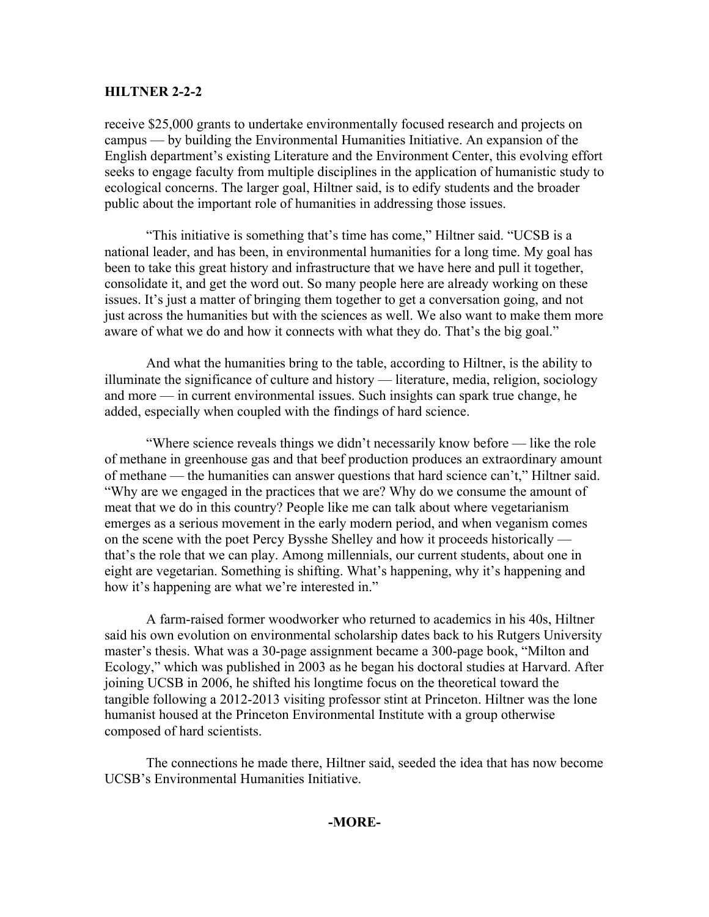receive $25,000 grants to undertake environmentally focused research and projects on campus — by building the Environmental Humanities Initiative. An expansion of the English department's existing Literature and the Environment Center, this evolving effort seeks to engage faculty from multiple disciplines in the application of humanistic study to ecological concerns. The larger goal, Hiltner said, is to edify students and the broader public about the important role of humanities in addressing those issues.

"This initiative is something that's time has come," Hiltner said. "UCSB is a national leader, and has been, in environmental humanities for a long time. My goal has been to take this great history and infrastructure that we have here and pull it together, consolidate it, and get the word out. So many people here are already working on these issues. It's just a matter of bringing them together to get a conversation going, and not just across the humanities but with the sciences as well. We also want to make them more aware of what we do and how it connects with what they do. That's the big goal."

And what the humanities bring to the table, according to Hiltner, is the ability to illuminate the significance of culture and history — literature, media, religion, sociology and more — in current environmental issues. Such insights can spark true change, he added, especially when coupled with the findings of hard science.

"Where science reveals things we didn't necessarily know before — like the role of methane in greenhouse gas and that beef production produces an extraordinary amount of methane — the humanities can answer questions that hard science can't," Hiltner said. "Why are we engaged in the practices that we are? Why do we consume the amount of meat that we do in this country? People like me can talk about where vegetarianism emerges as a serious movement in the early modern period, and when veganism comes on the scene with the poet Percy Bysshe Shelley and how it proceeds historically — that's the role that we can play. Among millennials, our current students, about one in eight are vegetarian. Something is shifting. What's happening, why it's happening and how it's happening are what we're interested in."

A farm-raised former woodworker who returned to academics in his 40s, Hiltner said his own evolution on environmental scholarship dates back to his Rutgers University master's thesis. What was a 30-page assignment became a 300-page book, "Milton and Ecology," which was published in 2003 as he began his doctoral studies at Harvard. After joining UCSB in 2006, he shifted his longtime focus on the theoretical toward the tangible following a 2012-2013 visiting professor stint at Princeton. Hiltner was the lone humanist housed at the Princeton Environmental Institute with a group otherwise composed of hard scientists.

The connections he made there, Hiltner said, seeded the idea that has now become UCSB's Environmental Humanities Initiative.

**-MORE-**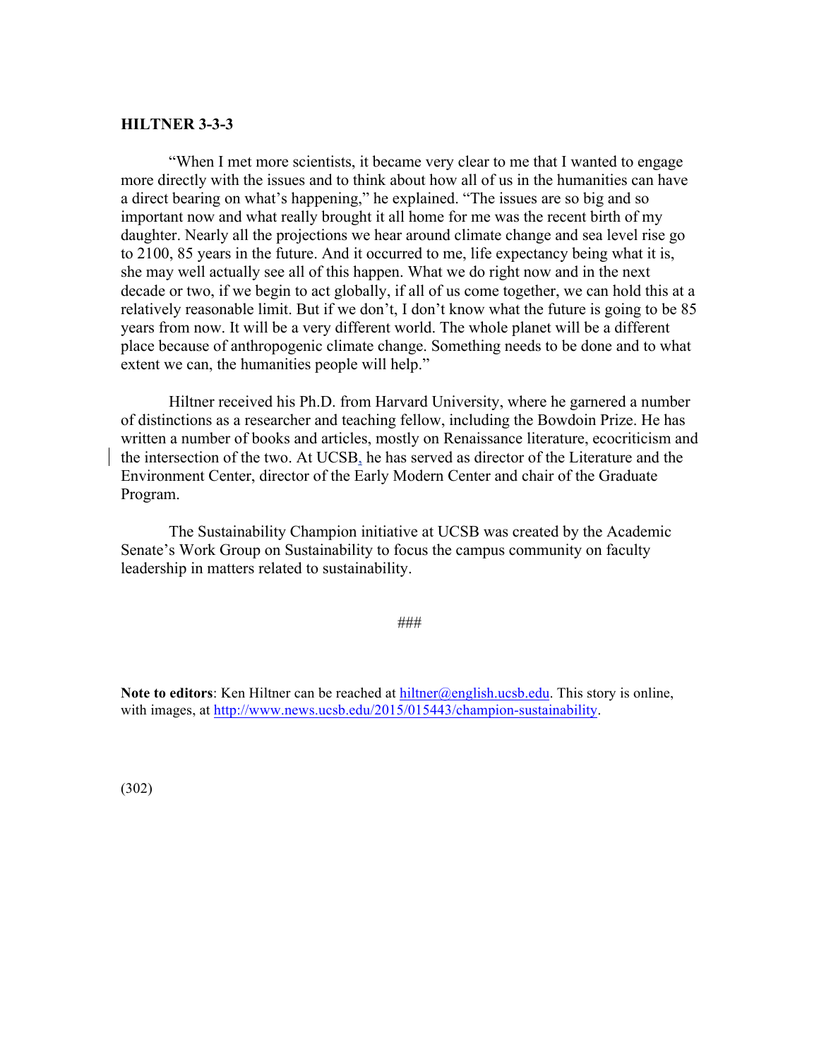"When I met more scientists, it became very clear to me that I wanted to engage more directly with the issues and to think about how all of us in the humanities can have a direct bearing on what's happening," he explained. "The issues are so big and so important now and what really brought it all home for me was the recent birth of my daughter. Nearly all the projections we hear around climate change and sea level rise go to 2100, 85 years in the future. And it occurred to me, life expectancy being what it is, she may well actually see all of this happen. What we do right now and in the next decade or two, if we begin to act globally, if all of us come together, we can hold this at a relatively reasonable limit. But if we don't, I don't know what the future is going to be 85 years from now. It will be a very different world. The whole planet will be a different place because of anthropogenic climate change. Something needs to be done and to what extent we can, the humanities people will help."

Hiltner received his Ph.D. from Harvard University, where he garnered a number of distinctions as a researcher and teaching fellow, including the Bowdoin Prize. He has written a number of books and articles, mostly on Renaissance literature, ecocriticism and the intersection of the two. At UCSB, he has served as director of the Literature and the Environment Center, director of the Early Modern Center and chair of the Graduate Program.

The Sustainability Champion initiative at UCSB was created by the Academic Senate's Work Group on Sustainability to focus the campus community on faculty leadership in matters related to sustainability.

###

**Note to editors**: Ken Hiltner can be reached at hiltner@english.ucsb.edu. This story is online, with images, at http://www.news.ucsb.edu/2015/015443/champion-sustainability.

(302)